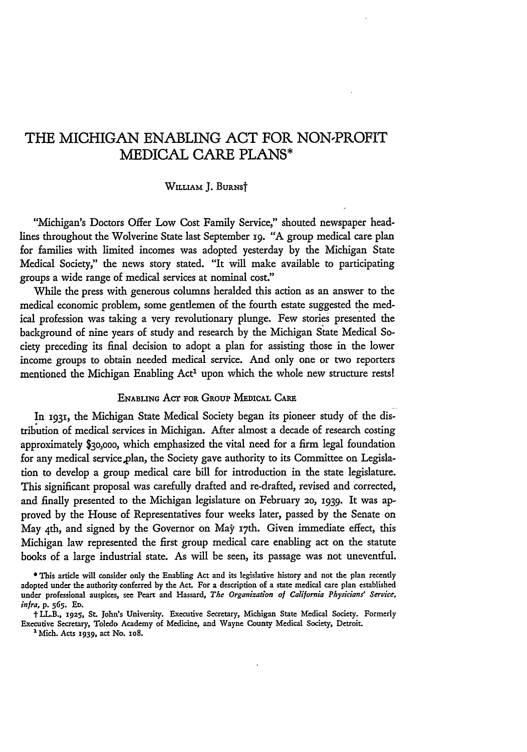# THE MICHIGAN ENABLING ACT FOR NON-PROFIT MEDICAL CARE PLANS*

WILLIAM J. BURNS†

"Michigan's Doctors Offer Low Cost Family Service," shouted newspaper headlines throughout the Wolverine State last September 19. "A group medical care plan for families with limited incomes was adopted yesterday by the Michigan State Medical Society," the news story stated. "It will make available to participating groups a wide range of medical services at nominal cost."

While the press with generous columns heralded this action as an answer to the medical economic problem, some gentlemen of the fourth estate suggested the medical profession was taking a very revolutionary plunge. Few stories presented the background of nine years of study and research by the Michigan State Medical Society preceding its final decision to adopt a plan for assisting those in the lower income groups to obtain needed medical service. And only one or two reporters mentioned the Michigan Enabling Act[1] upon which the whole new structure rests!

## ENABLING ACT FOR GROUP MEDICAL CARE

In 1931, the Michigan State Medical Society began its pioneer study of the distribution of medical services in Michigan. After almost a decade of research costing approximately $30,000, which emphasized the vital need for a firm legal foundation for any medical service plan, the Society gave authority to its Committee on Legislation to develop a group medical care bill for introduction in the state legislature. This significant proposal was carefully drafted and re-drafted, revised and corrected, and finally presented to the Michigan legislature on February 20, 1939. It was approved by the House of Representatives four weeks later, passed by the Senate on May 4th, and signed by the Governor on May 17th. Given immediate effect, this Michigan law represented the first group medical care enabling act on the statute books of a large industrial state. As will be seen, its passage was not uneventful.

\* This article will consider only the Enabling Act and its legislative history and not the plan recently adopted under the authority conferred by the Act. For a description of a state medical care plan established under professional auspices, see Peart and Hassard, *The Organization of California Physicians' Service*, *infra*, p. 565. ED.

† LL.B., 1925, St. John's University. Executive Secretary, Michigan State Medical Society. Formerly Executive Secretary, Toledo Academy of Medicine, and Wayne County Medical Society, Detroit.

[1] Mich. Acts 1939, act No. 108.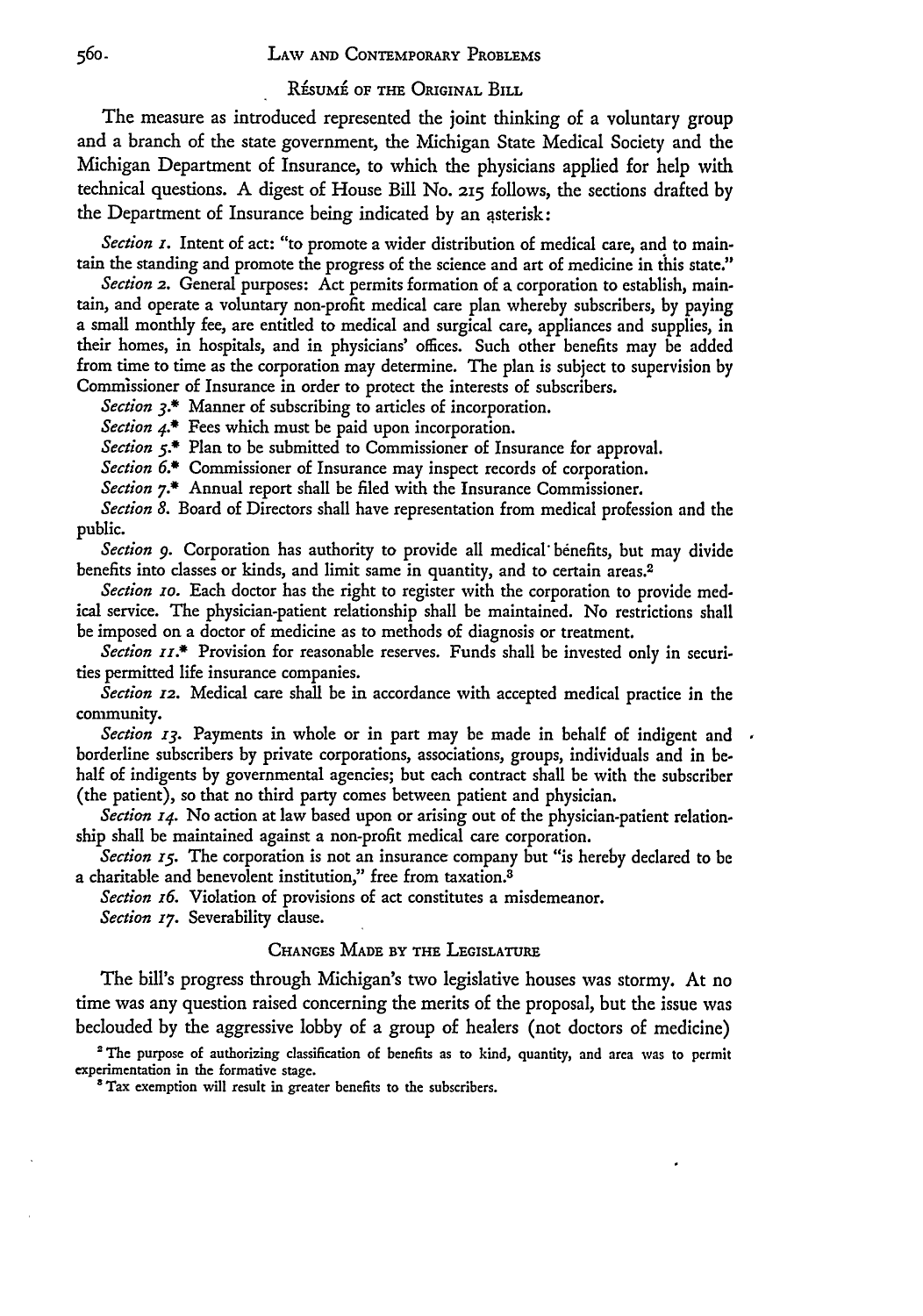## Résumé of the Original Bill

The measure as introduced represented the joint thinking of a voluntary group and a branch of the state government, the Michigan State Medical Society and the Michigan Department of Insurance, to which the physicians applied for help with technical questions. A digest of House Bill No. 215 follows, the sections drafted by the Department of Insurance being indicated by an asterisk:

*Section 1.* Intent of act: "to promote a wider distribution of medical care, and to maintain the standing and promote the progress of the science and art of medicine in this state."

*Section 2.* General purposes: Act permits formation of a corporation to establish, maintain, and operate a voluntary non-profit medical care plan whereby subscribers, by paying a small monthly fee, are entitled to medical and surgical care, appliances and supplies, in their homes, in hospitals, and in physicians' offices. Such other benefits may be added from time to time as the corporation may determine. The plan is subject to supervision by Commissioner of Insurance in order to protect the interests of subscribers.

*Section 3.** Manner of subscribing to articles of incorporation.

*Section 4.** Fees which must be paid upon incorporation.

*Section 5.** Plan to be submitted to Commissioner of Insurance for approval.

*Section 6.** Commissioner of Insurance may inspect records of corporation.

*Section 7.** Annual report shall be filed with the Insurance Commissioner.

*Section 8.* Board of Directors shall have representation from medical profession and the public.

*Section 9.* Corporation has authority to provide all medical benefits, but may divide benefits into classes or kinds, and limit same in quantity, and to certain areas.[2]

*Section 10.* Each doctor has the right to register with the corporation to provide medical service. The physician-patient relationship shall be maintained. No restrictions shall be imposed on a doctor of medicine as to methods of diagnosis or treatment.

*Section 11.** Provision for reasonable reserves. Funds shall be invested only in securities permitted life insurance companies.

*Section 12.* Medical care shall be in accordance with accepted medical practice in the community.

*Section 13.* Payments in whole or in part may be made in behalf of indigent and borderline subscribers by private corporations, associations, groups, individuals and in behalf of indigents by governmental agencies; but each contract shall be with the subscriber (the patient), so that no third party comes between patient and physician.

*Section 14.* No action at law based upon or arising out of the physician-patient relationship shall be maintained against a non-profit medical care corporation.

*Section 15.* The corporation is not an insurance company but "is hereby declared to be a charitable and benevolent institution," free from taxation.[3]

*Section 16.* Violation of provisions of act constitutes a misdemeanor.

*Section 17.* Severability clause.

## Changes Made by the Legislature

The bill's progress through Michigan's two legislative houses was stormy. At no time was any question raised concerning the merits of the proposal, but the issue was beclouded by the aggressive lobby of a group of healers (not doctors of medicine)

[2] The purpose of authorizing classification of benefits as to kind, quantity, and area was to permit experimentation in the formative stage.

[3] Tax exemption will result in greater benefits to the subscribers.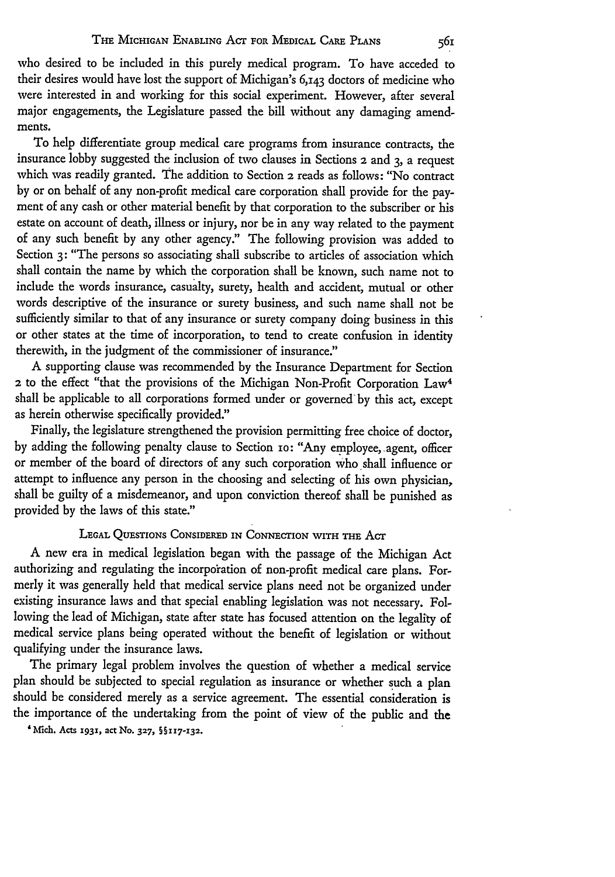who desired to be included in this purely medical program. To have acceded to their desires would have lost the support of Michigan's 6,143 doctors of medicine who were interested in and working for this social experiment. However, after several major engagements, the Legislature passed the bill without any damaging amendments.

To help differentiate group medical care programs from insurance contracts, the insurance lobby suggested the inclusion of two clauses in Sections 2 and 3, a request which was readily granted. The addition to Section 2 reads as follows: "No contract by or on behalf of any non-profit medical care corporation shall provide for the payment of any cash or other material benefit by that corporation to the subscriber or his estate on account of death, illness or injury, nor be in any way related to the payment of any such benefit by any other agency." The following provision was added to Section 3: "The persons so associating shall subscribe to articles of association which shall contain the name by which the corporation shall be known, such name not to include the words insurance, casualty, surety, health and accident, mutual or other words descriptive of the insurance or surety business, and such name shall not be sufficiently similar to that of any insurance or surety company doing business in this or other states at the time of incorporation, to tend to create confusion in identity therewith, in the judgment of the commissioner of insurance."

A supporting clause was recommended by the Insurance Department for Section 2 to the effect "that the provisions of the Michigan Non-Profit Corporation Law[4] shall be applicable to all corporations formed under or governed by this act, except as herein otherwise specifically provided."

Finally, the legislature strengthened the provision permitting free choice of doctor, by adding the following penalty clause to Section 10: "Any employee, agent, officer or member of the board of directors of any such corporation who shall influence or attempt to influence any person in the choosing and selecting of his own physician, shall be guilty of a misdemeanor, and upon conviction thereof shall be punished as provided by the laws of this state."

## Legal Questions Considered in Connection with the Act

A new era in medical legislation began with the passage of the Michigan Act authorizing and regulating the incorporation of non-profit medical care plans. Formerly it was generally held that medical service plans need not be organized under existing insurance laws and that special enabling legislation was not necessary. Following the lead of Michigan, state after state has focused attention on the legality of medical service plans being operated without the benefit of legislation or without qualifying under the insurance laws.

The primary legal problem involves the question of whether a medical service plan should be subjected to special regulation as insurance or whether such a plan should be considered merely as a service agreement. The essential consideration is the importance of the undertaking from the point of view of the public and the

[4] Mich. Acts 1931, act No. 327, §§117-132.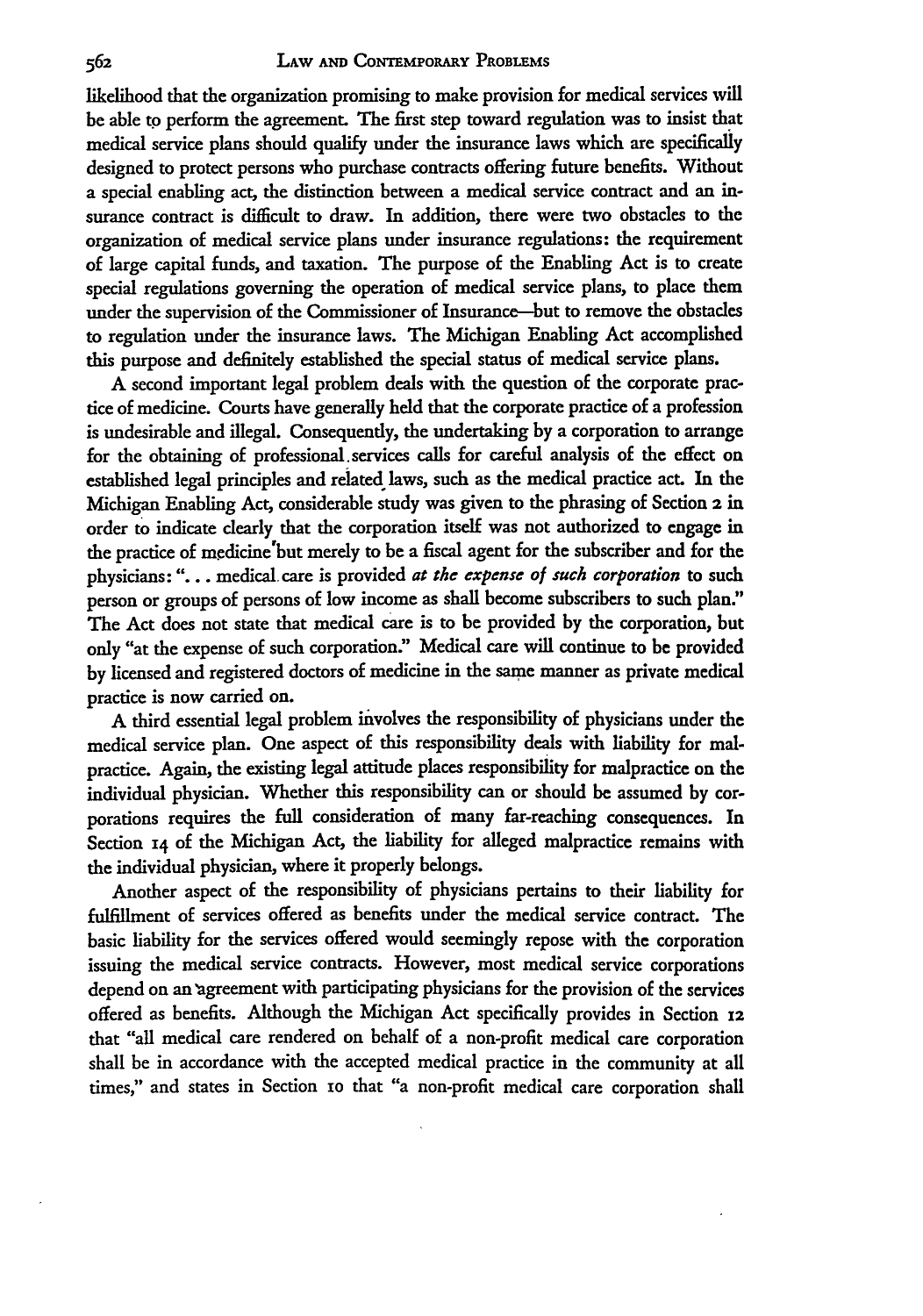likelihood that the organization promising to make provision for medical services will be able to perform the agreement. The first step toward regulation was to insist that medical service plans should qualify under the insurance laws which are specifically designed to protect persons who purchase contracts offering future benefits. Without a special enabling act, the distinction between a medical service contract and an insurance contract is difficult to draw. In addition, there were two obstacles to the organization of medical service plans under insurance regulations: the requirement of large capital funds, and taxation. The purpose of the Enabling Act is to create special regulations governing the operation of medical service plans, to place them under the supervision of the Commissioner of Insurance—but to remove the obstacles to regulation under the insurance laws. The Michigan Enabling Act accomplished this purpose and definitely established the special status of medical service plans.

A second important legal problem deals with the question of the corporate practice of medicine. Courts have generally held that the corporate practice of a profession is undesirable and illegal. Consequently, the undertaking by a corporation to arrange for the obtaining of professional services calls for careful analysis of the effect on established legal principles and related laws, such as the medical practice act. In the Michigan Enabling Act, considerable study was given to the phrasing of Section 2 in order to indicate clearly that the corporation itself was not authorized to engage in the practice of medicine but merely to be a fiscal agent for the subscriber and for the physicians: "... medical care is provided *at the expense of such corporation* to such person or groups of persons of low income as shall become subscribers to such plan." The Act does not state that medical care is to be provided by the corporation, but only "at the expense of such corporation." Medical care will continue to be provided by licensed and registered doctors of medicine in the same manner as private medical practice is now carried on.

A third essential legal problem involves the responsibility of physicians under the medical service plan. One aspect of this responsibility deals with liability for malpractice. Again, the existing legal attitude places responsibility for malpractice on the individual physician. Whether this responsibility can or should be assumed by corporations requires the full consideration of many far-reaching consequences. In Section 14 of the Michigan Act, the liability for alleged malpractice remains with the individual physician, where it properly belongs.

Another aspect of the responsibility of physicians pertains to their liability for fulfillment of services offered as benefits under the medical service contract. The basic liability for the services offered would seemingly repose with the corporation issuing the medical service contracts. However, most medical service corporations depend on an agreement with participating physicians for the provision of the services offered as benefits. Although the Michigan Act specifically provides in Section 12 that "all medical care rendered on behalf of a non-profit medical care corporation shall be in accordance with the accepted medical practice in the community at all times," and states in Section 10 that "a non-profit medical care corporation shall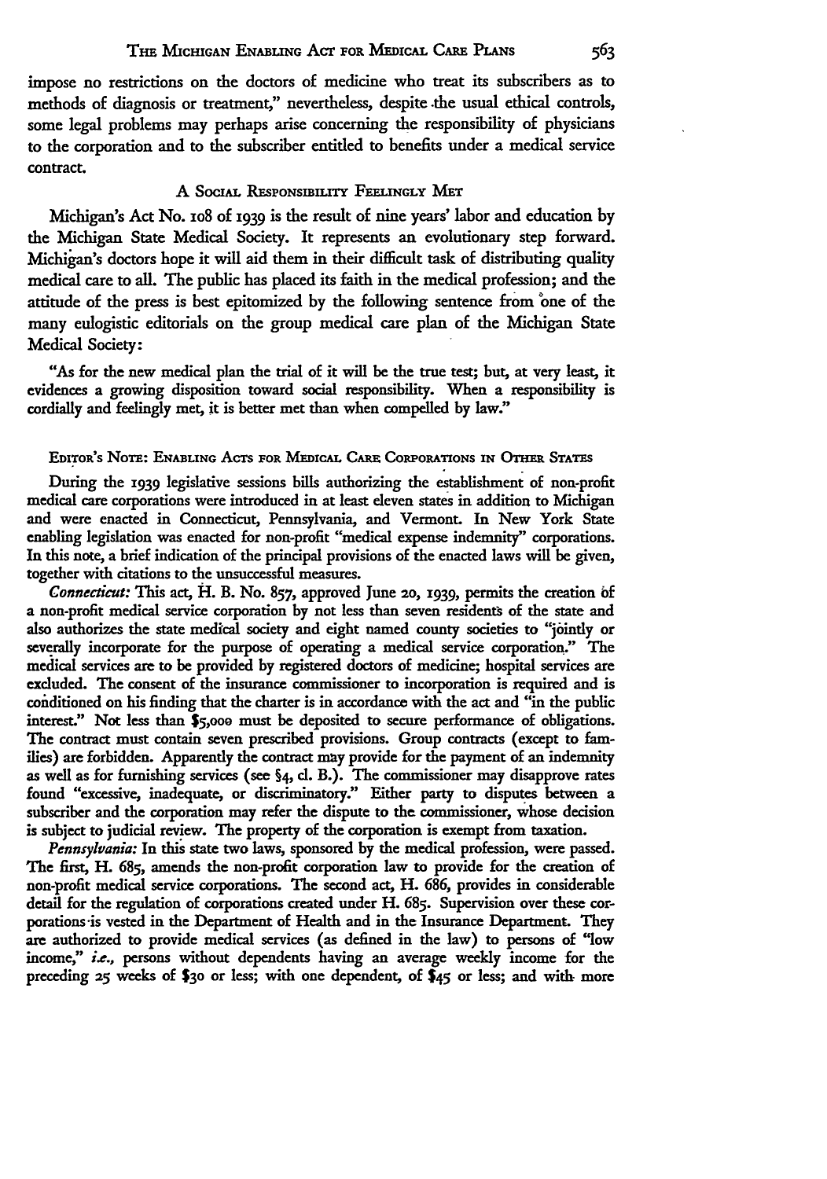impose no restrictions on the doctors of medicine who treat its subscribers as to methods of diagnosis or treatment," nevertheless, despite the usual ethical controls, some legal problems may perhaps arise concerning the responsibility of physicians to the corporation and to the subscriber entitled to benefits under a medical service contract.

### A Social Responsibility Feelingly Met

Michigan's Act No. 108 of 1939 is the result of nine years' labor and education by the Michigan State Medical Society. It represents an evolutionary step forward. Michigan's doctors hope it will aid them in their difficult task of distributing quality medical care to all. The public has placed its faith in the medical profession; and the attitude of the press is best epitomized by the following sentence from one of the many eulogistic editorials on the group medical care plan of the Michigan State Medical Society:

"As for the new medical plan the trial of it will be the true test; but, at very least, it evidences a growing disposition toward social responsibility. When a responsibility is cordially and feelingly met, it is better met than when compelled by law."

### Editor's Note: Enabling Acts for Medical Care Corporations in Other States

During the 1939 legislative sessions bills authorizing the establishment of non-profit medical care corporations were introduced in at least eleven states in addition to Michigan and were enacted in Connecticut, Pennsylvania, and Vermont. In New York State enabling legislation was enacted for non-profit "medical expense indemnity" corporations. In this note, a brief indication of the principal provisions of the enacted laws will be given, together with citations to the unsuccessful measures.

*Connecticut:* This act, H. B. No. 857, approved June 20, 1939, permits the creation of a non-profit medical service corporation by not less than seven residents of the state and also authorizes the state medical society and eight named county societies to "jointly or severally incorporate for the purpose of operating a medical service corporation." The medical services are to be provided by registered doctors of medicine; hospital services are excluded. The consent of the insurance commissioner to incorporation is required and is conditioned on his finding that the charter is in accordance with the act and "in the public interest." Not less than $5,000 must be deposited to secure performance of obligations. The contract must contain seven prescribed provisions. Group contracts (except to families) are forbidden. Apparently the contract may provide for the payment of an indemnity as well as for furnishing services (see §4, cl. B.). The commissioner may disapprove rates found "excessive, inadequate, or discriminatory." Either party to disputes between a subscriber and the corporation may refer the dispute to the commissioner, whose decision is subject to judicial review. The property of the corporation is exempt from taxation.

*Pennsylvania:* In this state two laws, sponsored by the medical profession, were passed. The first, H. 685, amends the non-profit corporation law to provide for the creation of non-profit medical service corporations. The second act, H. 686, provides in considerable detail for the regulation of corporations created under H. 685. Supervision over these corporations is vested in the Department of Health and in the Insurance Department. They are authorized to provide medical services (as defined in the law) to persons of "low income," *i.e.*, persons without dependents having an average weekly income for the preceding 25 weeks of $30 or less; with one dependent, of $45 or less; and with more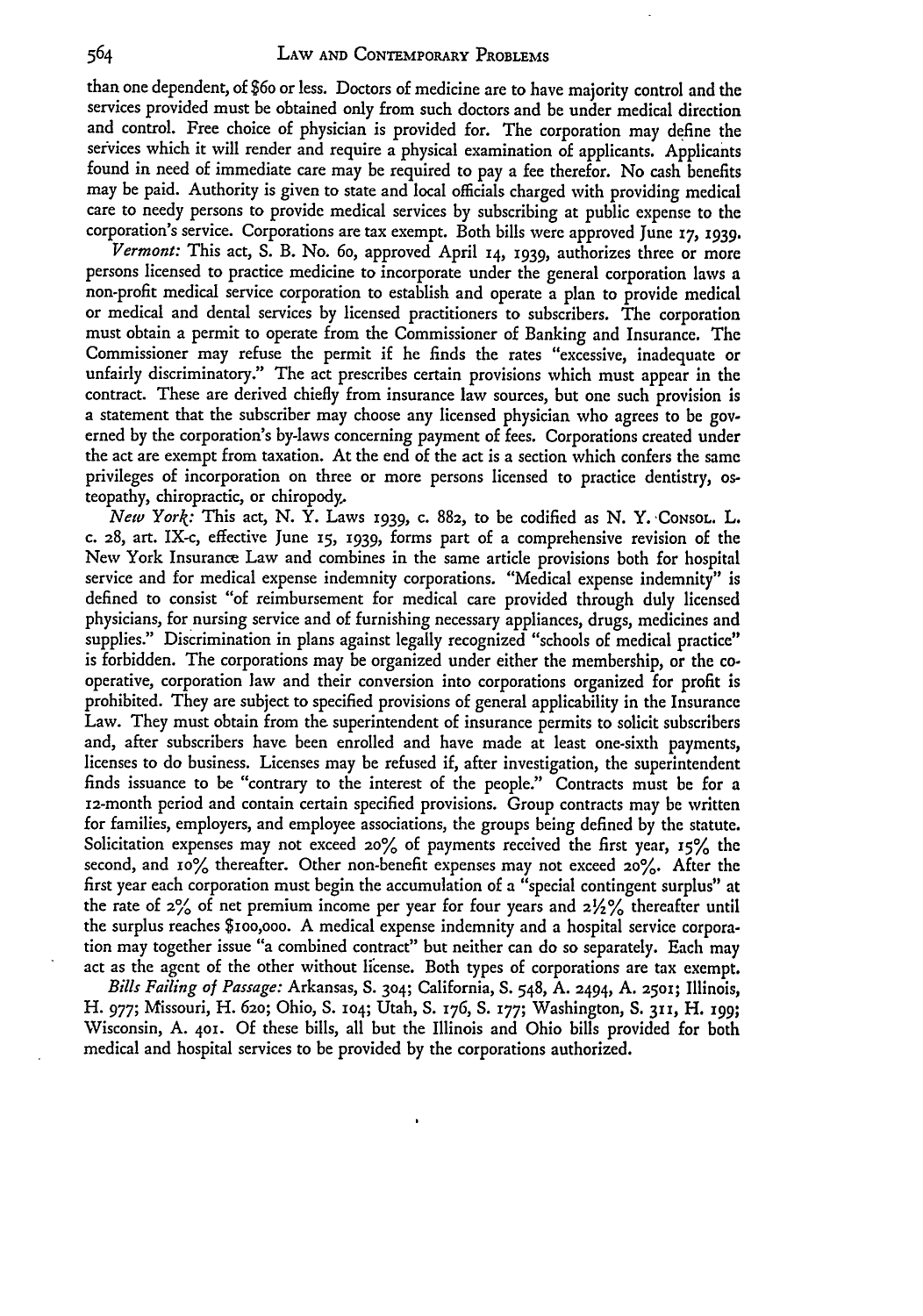than one dependent, of $60 or less. Doctors of medicine are to have majority control and the services provided must be obtained only from such doctors and be under medical direction and control. Free choice of physician is provided for. The corporation may define the services which it will render and require a physical examination of applicants. Applicants found in need of immediate care may be required to pay a fee therefor. No cash benefits may be paid. Authority is given to state and local officials charged with providing medical care to needy persons to provide medical services by subscribing at public expense to the corporation's service. Corporations are tax exempt. Both bills were approved June 17, 1939.

*Vermont:* This act, S. B. No. 60, approved April 14, 1939, authorizes three or more persons licensed to practice medicine to incorporate under the general corporation laws a non-profit medical service corporation to establish and operate a plan to provide medical or medical and dental services by licensed practitioners to subscribers. The corporation must obtain a permit to operate from the Commissioner of Banking and Insurance. The Commissioner may refuse the permit if he finds the rates "excessive, inadequate or unfairly discriminatory." The act prescribes certain provisions which must appear in the contract. These are derived chiefly from insurance law sources, but one such provision is a statement that the subscriber may choose any licensed physician who agrees to be governed by the corporation's by-laws concerning payment of fees. Corporations created under the act are exempt from taxation. At the end of the act is a section which confers the same privileges of incorporation on three or more persons licensed to practice dentistry, osteopathy, chiropractic, or chiropody.

*New York:* This act, N. Y. Laws 1939, c. 882, to be codified as N. Y. CONSOL. L. c. 28, art. IX-c, effective June 15, 1939, forms part of a comprehensive revision of the New York Insurance Law and combines in the same article provisions both for hospital service and for medical expense indemnity corporations. "Medical expense indemnity" is defined to consist "of reimbursement for medical care provided through duly licensed physicians, for nursing service and of furnishing necessary appliances, drugs, medicines and supplies." Discrimination in plans against legally recognized "schools of medical practice" is forbidden. The corporations may be organized under either the membership, or the co-operative, corporation law and their conversion into corporations organized for profit is prohibited. They are subject to specified provisions of general applicability in the Insurance Law. They must obtain from the superintendent of insurance permits to solicit subscribers and, after subscribers have been enrolled and have made at least one-sixth payments, licenses to do business. Licenses may be refused if, after investigation, the superintendent finds issuance to be "contrary to the interest of the people." Contracts must be for a 12-month period and contain certain specified provisions. Group contracts may be written for families, employers, and employee associations, the groups being defined by the statute. Solicitation expenses may not exceed 20% of payments received the first year, 15% the second, and 10% thereafter. Other non-benefit expenses may not exceed 20%. After the first year each corporation must begin the accumulation of a "special contingent surplus" at the rate of 2% of net premium income per year for four years and 2½% thereafter until the surplus reaches $100,000. A medical expense indemnity and a hospital service corporation may together issue "a combined contract" but neither can do so separately. Each may act as the agent of the other without license. Both types of corporations are tax exempt.

*Bills Failing of Passage:* Arkansas, S. 304; California, S. 548, A. 2494, A. 2501; Illinois, H. 977; Missouri, H. 620; Ohio, S. 104; Utah, S. 176, S. 177; Washington, S. 311, H. 199; Wisconsin, A. 401. Of these bills, all but the Illinois and Ohio bills provided for both medical and hospital services to be provided by the corporations authorized.